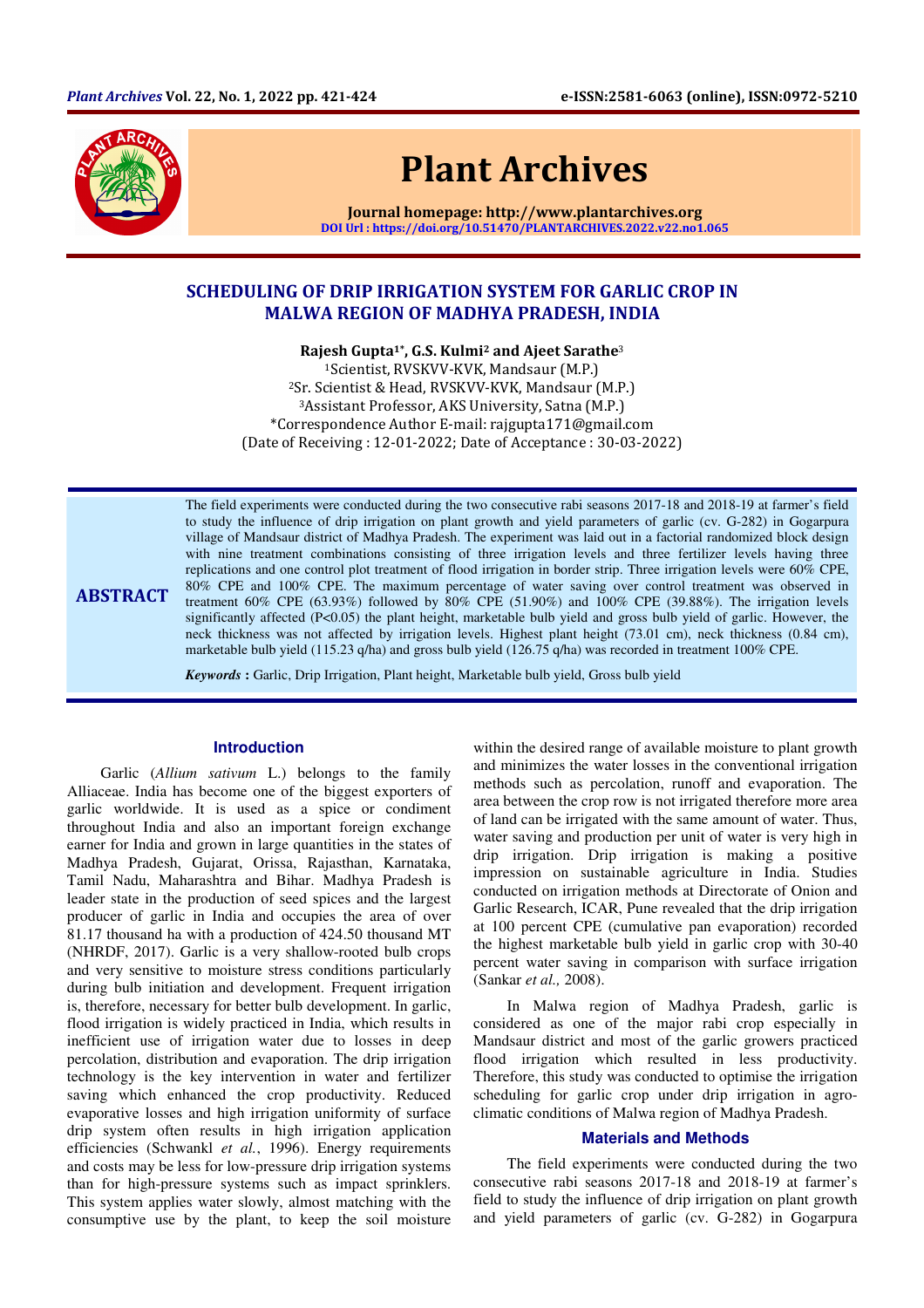# SCHEDULING OF DRIP IRRIGATION SYSTEM FOR GARLIC CROP IN MALWA REGION OF MADHYA PRADESH, INDIA

**Rajesh Gupta[1*], G.S. Kulmi[2] and Ajeet Sarathe[3]**

[1]Scientist, RVSKVV-KVK, Mandsaur (M.P.)
[2]Sr. Scientist & Head, RVSKVV-KVK, Mandsaur (M.P.)
[3]Assistant Professor, AKS University, Satna (M.P.)
*Correspondence Author E-mail: rajgupta171@gmail.com
(Date of Receiving : 12-01-2022; Date of Acceptance : 30-03-2022)

## ABSTRACT

The field experiments were conducted during the two consecutive rabi seasons 2017-18 and 2018-19 at farmer's field to study the influence of drip irrigation on plant growth and yield parameters of garlic (cv. G-282) in Gogarpura village of Mandsaur district of Madhya Pradesh. The experiment was laid out in a factorial randomized block design with nine treatment combinations consisting of three irrigation levels and three fertilizer levels having three replications and one control plot treatment of flood irrigation in border strip. Three irrigation levels were 60% CPE, 80% CPE and 100% CPE. The maximum percentage of water saving over control treatment was observed in treatment 60% CPE (63.93%) followed by 80% CPE (51.90%) and 100% CPE (39.88%). The irrigation levels significantly affected ($P<0.05$) the plant height, marketable bulb yield and gross bulb yield of garlic. However, the neck thickness was not affected by irrigation levels. Highest plant height (73.01 cm), neck thickness (0.84 cm), marketable bulb yield (115.23 q/ha) and gross bulb yield (126.75 q/ha) was recorded in treatment 100% CPE.

***Keywords*** **:** Garlic, Drip Irrigation, Plant height, Marketable bulb yield, Gross bulb yield

## Introduction

Garlic (*Allium sativum* L.) belongs to the family Alliaceae. India has become one of the biggest exporters of garlic worldwide. It is used as a spice or condiment throughout India and also an important foreign exchange earner for India and grown in large quantities in the states of Madhya Pradesh, Gujarat, Orissa, Rajasthan, Karnataka, Tamil Nadu, Maharashtra and Bihar. Madhya Pradesh is leader state in the production of seed spices and the largest producer of garlic in India and occupies the area of over 81.17 thousand ha with a production of 424.50 thousand MT (NHRDF, 2017). Garlic is a very shallow-rooted bulb crops and very sensitive to moisture stress conditions particularly during bulb initiation and development. Frequent irrigation is, therefore, necessary for better bulb development. In garlic, flood irrigation is widely practiced in India, which results in inefficient use of irrigation water due to losses in deep percolation, distribution and evaporation. The drip irrigation technology is the key intervention in water and fertilizer saving which enhanced the crop productivity. Reduced evaporative losses and high irrigation uniformity of surface drip system often results in high irrigation application efficiencies (Schwankl *et al.*, 1996). Energy requirements and costs may be less for low-pressure drip irrigation systems than for high-pressure systems such as impact sprinklers. This system applies water slowly, almost matching with the consumptive use by the plant, to keep the soil moisture within the desired range of available moisture to plant growth and minimizes the water losses in the conventional irrigation methods such as percolation, runoff and evaporation. The area between the crop row is not irrigated therefore more area of land can be irrigated with the same amount of water. Thus, water saving and production per unit of water is very high in drip irrigation. Drip irrigation is making a positive impression on sustainable agriculture in India. Studies conducted on irrigation methods at Directorate of Onion and Garlic Research, ICAR, Pune revealed that the drip irrigation at 100 percent CPE (cumulative pan evaporation) recorded the highest marketable bulb yield in garlic crop with 30-40 percent water saving in comparison with surface irrigation (Sankar *et al.,* 2008).

In Malwa region of Madhya Pradesh, garlic is considered as one of the major rabi crop especially in Mandsaur district and most of the garlic growers practiced flood irrigation which resulted in less productivity. Therefore, this study was conducted to optimise the irrigation scheduling for garlic crop under drip irrigation in agro-climatic conditions of Malwa region of Madhya Pradesh.

## Materials and Methods

The field experiments were conducted during the two consecutive rabi seasons 2017-18 and 2018-19 at farmer's field to study the influence of drip irrigation on plant growth and yield parameters of garlic (cv. G-282) in Gogarpura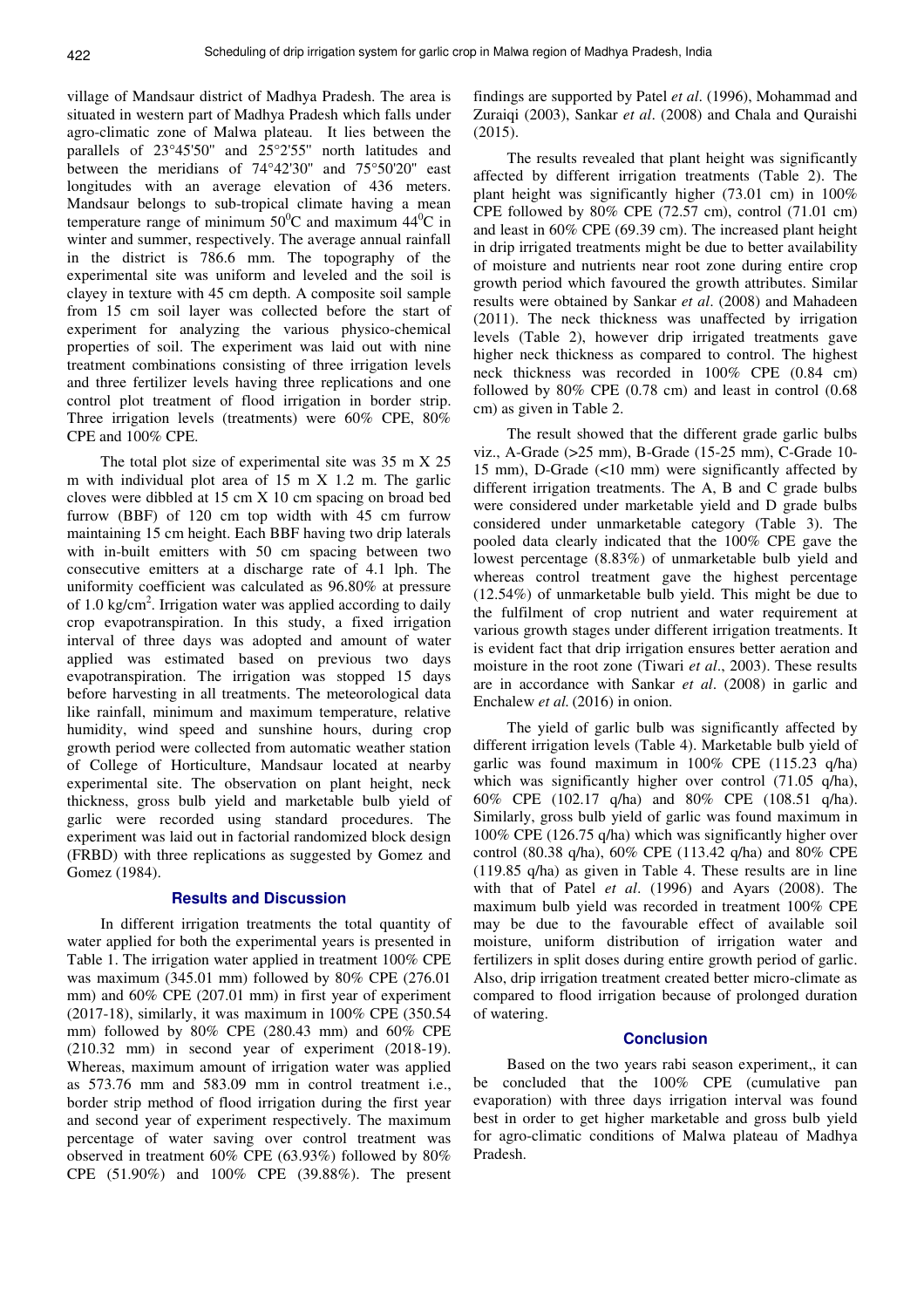village of Mandsaur district of Madhya Pradesh. The area is situated in western part of Madhya Pradesh which falls under agro-climatic zone of Malwa plateau. It lies between the parallels of 23°45'50" and 25°2'55" north latitudes and between the meridians of 74°42'30" and 75°50'20" east longitudes with an average elevation of 436 meters. Mandsaur belongs to sub-tropical climate having a mean temperature range of minimum $50^0$C and maximum $44^0$C in winter and summer, respectively. The average annual rainfall in the district is 786.6 mm. The topography of the experimental site was uniform and leveled and the soil is clayey in texture with 45 cm depth. A composite soil sample from 15 cm soil layer was collected before the start of experiment for analyzing the various physico-chemical properties of soil. The experiment was laid out with nine treatment combinations consisting of three irrigation levels and three fertilizer levels having three replications and one control plot treatment of flood irrigation in border strip. Three irrigation levels (treatments) were 60% CPE, 80% CPE and 100% CPE.

The total plot size of experimental site was 35 m X 25 m with individual plot area of 15 m X 1.2 m. The garlic cloves were dibbled at 15 cm X 10 cm spacing on broad bed furrow (BBF) of 120 cm top width with 45 cm furrow maintaining 15 cm height. Each BBF having two drip laterals with in-built emitters with 50 cm spacing between two consecutive emitters at a discharge rate of 4.1 lph. The uniformity coefficient was calculated as 96.80% at pressure of 1.0 kg/cm$^2$. Irrigation water was applied according to daily crop evapotranspiration. In this study, a fixed irrigation interval of three days was adopted and amount of water applied was estimated based on previous two days evapotranspiration. The irrigation was stopped 15 days before harvesting in all treatments. The meteorological data like rainfall, minimum and maximum temperature, relative humidity, wind speed and sunshine hours, during crop growth period were collected from automatic weather station of College of Horticulture, Mandsaur located at nearby experimental site. The observation on plant height, neck thickness, gross bulb yield and marketable bulb yield of garlic were recorded using standard procedures. The experiment was laid out in factorial randomized block design (FRBD) with three replications as suggested by Gomez and Gomez (1984).

## Results and Discussion

In different irrigation treatments the total quantity of water applied for both the experimental years is presented in Table 1. The irrigation water applied in treatment 100% CPE was maximum (345.01 mm) followed by 80% CPE (276.01 mm) and 60% CPE (207.01 mm) in first year of experiment (2017-18), similarly, it was maximum in 100% CPE (350.54 mm) followed by 80% CPE (280.43 mm) and 60% CPE (210.32 mm) in second year of experiment (2018-19). Whereas, maximum amount of irrigation water was applied as 573.76 mm and 583.09 mm in control treatment i.e., border strip method of flood irrigation during the first year and second year of experiment respectively. The maximum percentage of water saving over control treatment was observed in treatment 60% CPE (63.93%) followed by 80% CPE (51.90%) and 100% CPE (39.88%). The present findings are supported by Patel *et al*. (1996), Mohammad and Zuraiqi (2003), Sankar *et al*. (2008) and Chala and Quraishi (2015).

The results revealed that plant height was significantly affected by different irrigation treatments (Table 2). The plant height was significantly higher (73.01 cm) in 100% CPE followed by 80% CPE (72.57 cm), control (71.01 cm) and least in 60% CPE (69.39 cm). The increased plant height in drip irrigated treatments might be due to better availability of moisture and nutrients near root zone during entire crop growth period which favoured the growth attributes. Similar results were obtained by Sankar *et al*. (2008) and Mahadeen (2011). The neck thickness was unaffected by irrigation levels (Table 2), however drip irrigated treatments gave higher neck thickness as compared to control. The highest neck thickness was recorded in 100% CPE (0.84 cm) followed by 80% CPE (0.78 cm) and least in control (0.68 cm) as given in Table 2.

The result showed that the different grade garlic bulbs viz., A-Grade (>25 mm), B-Grade (15-25 mm), C-Grade 10-15 mm), D-Grade (<10 mm) were significantly affected by different irrigation treatments. The A, B and C grade bulbs were considered under marketable yield and D grade bulbs considered under unmarketable category (Table 3). The pooled data clearly indicated that the 100% CPE gave the lowest percentage (8.83%) of unmarketable bulb yield and whereas control treatment gave the highest percentage (12.54%) of unmarketable bulb yield. This might be due to the fulfilment of crop nutrient and water requirement at various growth stages under different irrigation treatments. It is evident fact that drip irrigation ensures better aeration and moisture in the root zone (Tiwari *et al*., 2003). These results are in accordance with Sankar *et al*. (2008) in garlic and Enchalew *et al.* (2016) in onion.

The yield of garlic bulb was significantly affected by different irrigation levels (Table 4). Marketable bulb yield of garlic was found maximum in 100% CPE (115.23 q/ha) which was significantly higher over control (71.05 q/ha), 60% CPE (102.17 q/ha) and 80% CPE (108.51 q/ha). Similarly, gross bulb yield of garlic was found maximum in 100% CPE (126.75 q/ha) which was significantly higher over control (80.38 q/ha), 60% CPE (113.42 q/ha) and 80% CPE (119.85 q/ha) as given in Table 4. These results are in line with that of Patel *et al*. (1996) and Ayars (2008). The maximum bulb yield was recorded in treatment 100% CPE may be due to the favourable effect of available soil moisture, uniform distribution of irrigation water and fertilizers in split doses during entire growth period of garlic. Also, drip irrigation treatment created better micro-climate as compared to flood irrigation because of prolonged duration of watering.

## Conclusion

Based on the two years rabi season experiment,, it can be concluded that the 100% CPE (cumulative pan evaporation) with three days irrigation interval was found best in order to get higher marketable and gross bulb yield for agro-climatic conditions of Malwa plateau of Madhya Pradesh.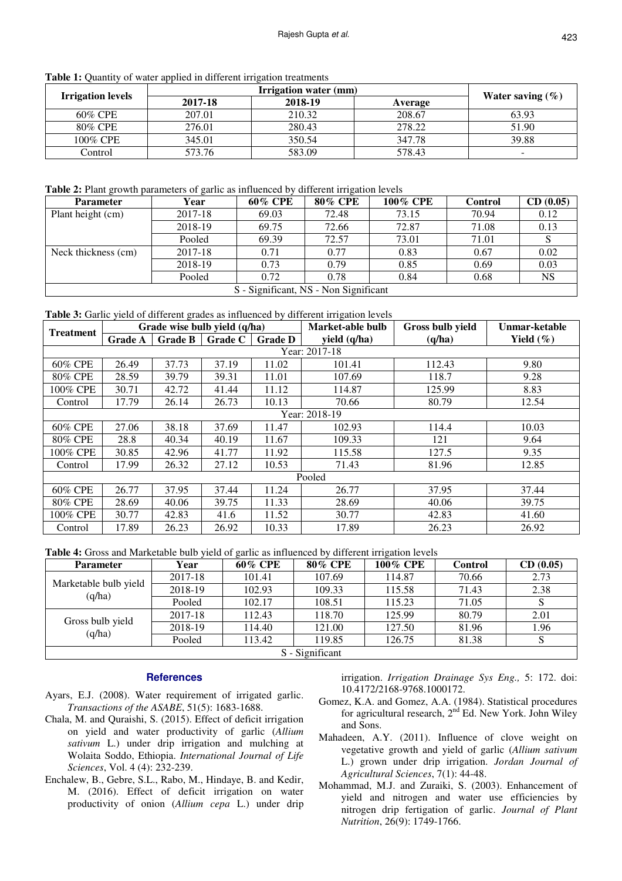**Table 1:** Quantity of water applied in different irrigation treatments

| Irrigation levels | Irrigation water (mm) | | | Water saving (%) |
|---|---|---|---|---|
| | 2017-18 | 2018-19 | Average | |
| 60% CPE | 207.01 | 210.32 | 208.67 | 63.93 |
| 80% CPE | 276.01 | 280.43 | 278.22 | 51.90 |
| 100% CPE | 345.01 | 350.54 | 347.78 | 39.88 |
| Control | 573.76 | 583.09 | 578.43 | - |

**Table 2:** Plant growth parameters of garlic as influenced by different irrigation levels

| Parameter | Year | 60% CPE | 80% CPE | 100% CPE | Control | CD (0.05) |
|---|---|---|---|---|---|---|
| Plant height (cm) | 2017-18 | 69.03 | 72.48 | 73.15 | 70.94 | 0.12 |
| | 2018-19 | 69.75 | 72.66 | 72.87 | 71.08 | 0.13 |
| | Pooled | 69.39 | 72.57 | 73.01 | 71.01 | S |
| Neck thickness (cm) | 2017-18 | 0.71 | 0.77 | 0.83 | 0.67 | 0.02 |
| | 2018-19 | 0.73 | 0.79 | 0.85 | 0.69 | 0.03 |
| | Pooled | 0.72 | 0.78 | 0.84 | 0.68 | NS |
| S - Significant, NS - Non Significant | | | | | | |

**Table 3:** Garlic yield of different grades as influenced by different irrigation levels

| Treatment | Grade wise bulb yield (q/ha) | | | | Market-able bulb yield (q/ha) | Gross bulb yield (q/ha) | Unmar-ketable Yield (%) |
|---|---|---|---|---|---|---|---|
| | Grade A | Grade B | Grade C | Grade D | | | |
| Year: 2017-18 | | | | | | | |
| 60% CPE | 26.49 | 37.73 | 37.19 | 11.02 | 101.41 | 112.43 | 9.80 |
| 80% CPE | 28.59 | 39.79 | 39.31 | 11.01 | 107.69 | 118.7 | 9.28 |
| 100% CPE | 30.71 | 42.72 | 41.44 | 11.12 | 114.87 | 125.99 | 8.83 |
| Control | 17.79 | 26.14 | 26.73 | 10.13 | 70.66 | 80.79 | 12.54 |
| Year: 2018-19 | | | | | | | |
| 60% CPE | 27.06 | 38.18 | 37.69 | 11.47 | 102.93 | 114.4 | 10.03 |
| 80% CPE | 28.8 | 40.34 | 40.19 | 11.67 | 109.33 | 121 | 9.64 |
| 100% CPE | 30.85 | 42.96 | 41.77 | 11.92 | 115.58 | 127.5 | 9.35 |
| Control | 17.99 | 26.32 | 27.12 | 10.53 | 71.43 | 81.96 | 12.85 |
| Pooled | | | | | | | |
| 60% CPE | 26.77 | 37.95 | 37.44 | 11.24 | 26.77 | 37.95 | 37.44 |
| 80% CPE | 28.69 | 40.06 | 39.75 | 11.33 | 28.69 | 40.06 | 39.75 |
| 100% CPE | 30.77 | 42.83 | 41.6 | 11.52 | 30.77 | 42.83 | 41.60 |
| Control | 17.89 | 26.23 | 26.92 | 10.33 | 17.89 | 26.23 | 26.92 |

**Table 4:** Gross and Marketable bulb yield of garlic as influenced by different irrigation levels

| Parameter | Year | 60% CPE | 80% CPE | 100% CPE | Control | CD (0.05) |
|---|---|---|---|---|---|---|
| Marketable bulb yield (q/ha) | 2017-18 | 101.41 | 107.69 | 114.87 | 70.66 | 2.73 |
| | 2018-19 | 102.93 | 109.33 | 115.58 | 71.43 | 2.38 |
| | Pooled | 102.17 | 108.51 | 115.23 | 71.05 | S |
| Gross bulb yield (q/ha) | 2017-18 | 112.43 | 118.70 | 125.99 | 80.79 | 2.01 |
| | 2018-19 | 114.40 | 121.00 | 127.50 | 81.96 | 1.96 |
| | Pooled | 113.42 | 119.85 | 126.75 | 81.38 | S |
| S - Significant | | | | | | |

## References

Ayars, E.J. (2008). Water requirement of irrigated garlic. *Transactions of the ASABE*, 51(5): 1683-1688.

Chala, M. and Quraishi, S. (2015). Effect of deficit irrigation on yield and water productivity of garlic (*Allium sativum* L.) under drip irrigation and mulching at Wolaita Soddo, Ethiopia. *International Journal of Life Sciences*, Vol. 4 (4): 232-239.

Enchalew, B., Gebre, S.L., Rabo, M., Hindaye, B. and Kedir, M. (2016). Effect of deficit irrigation on water productivity of onion (*Allium cepa* L.) under drip irrigation. *Irrigation Drainage Sys Eng.,* 5: 172. doi: 10.4172/2168-9768.1000172.

Gomez, K.A. and Gomez, A.A. (1984). Statistical procedures for agricultural research, 2nd Ed. New York. John Wiley and Sons.

Mahadeen, A.Y. (2011). Influence of clove weight on vegetative growth and yield of garlic (*Allium sativum* L.) grown under drip irrigation. *Jordan Journal of Agricultural Sciences*, 7(1): 44-48.

Mohammad, M.J. and Zuraiki, S. (2003). Enhancement of yield and nitrogen and water use efficiencies by nitrogen drip fertigation of garlic. *Journal of Plant Nutrition*, 26(9): 1749-1766.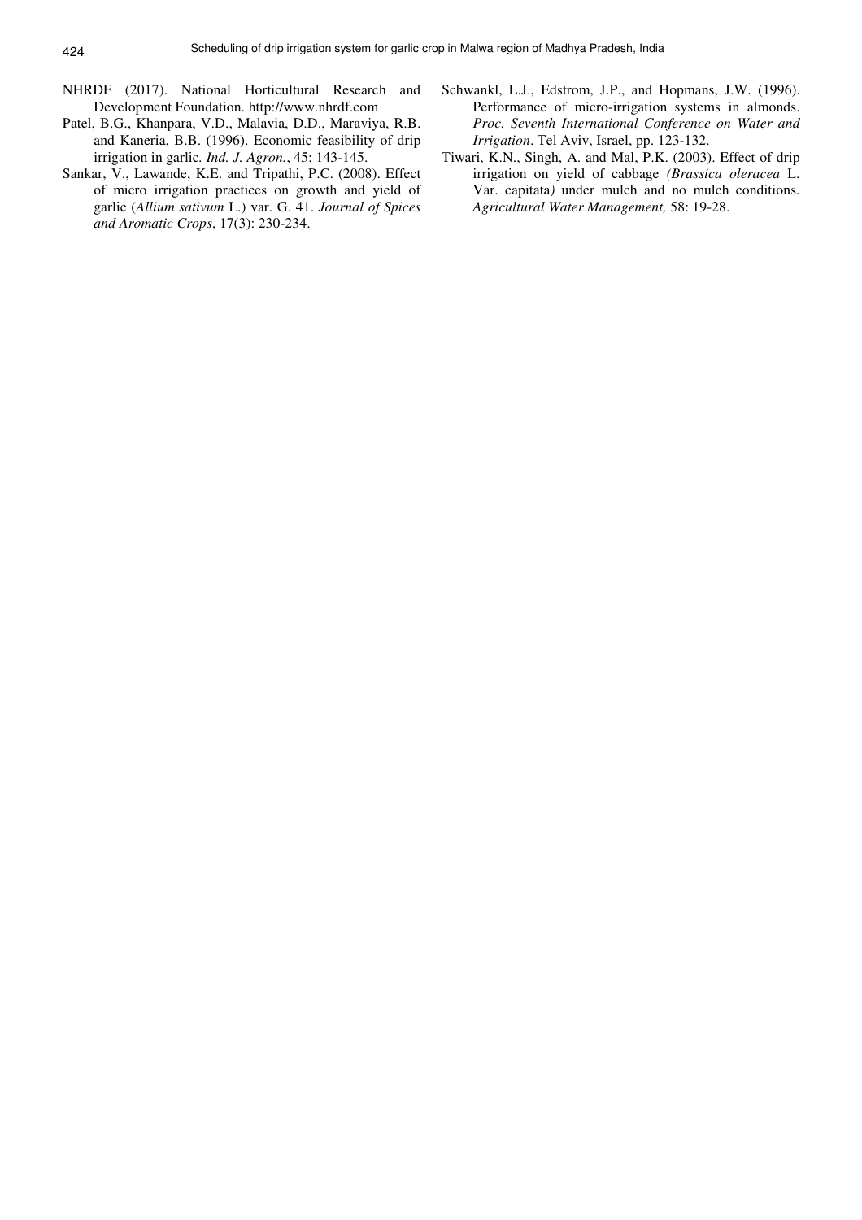NHRDF (2017). National Horticultural Research and Development Foundation. http://www.nhrdf.com

Patel, B.G., Khanpara, V.D., Malavia, D.D., Maraviya, R.B. and Kaneria, B.B. (1996). Economic feasibility of drip irrigation in garlic. *Ind. J. Agron.*, 45: 143-145.

Sankar, V., Lawande, K.E. and Tripathi, P.C. (2008). Effect of micro irrigation practices on growth and yield of garlic (*Allium sativum* L.) var. G. 41. *Journal of Spices and Aromatic Crops*, 17(3): 230-234.

Schwankl, L.J., Edstrom, J.P., and Hopmans, J.W. (1996). Performance of micro-irrigation systems in almonds. *Proc. Seventh International Conference on Water and Irrigation*. Tel Aviv, Israel, pp. 123-132.

Tiwari, K.N., Singh, A. and Mal, P.K. (2003). Effect of drip irrigation on yield of cabbage *(Brassica oleracea* L. Var. capitata*)* under mulch and no mulch conditions. *Agricultural Water Management,* 58: 19-28.